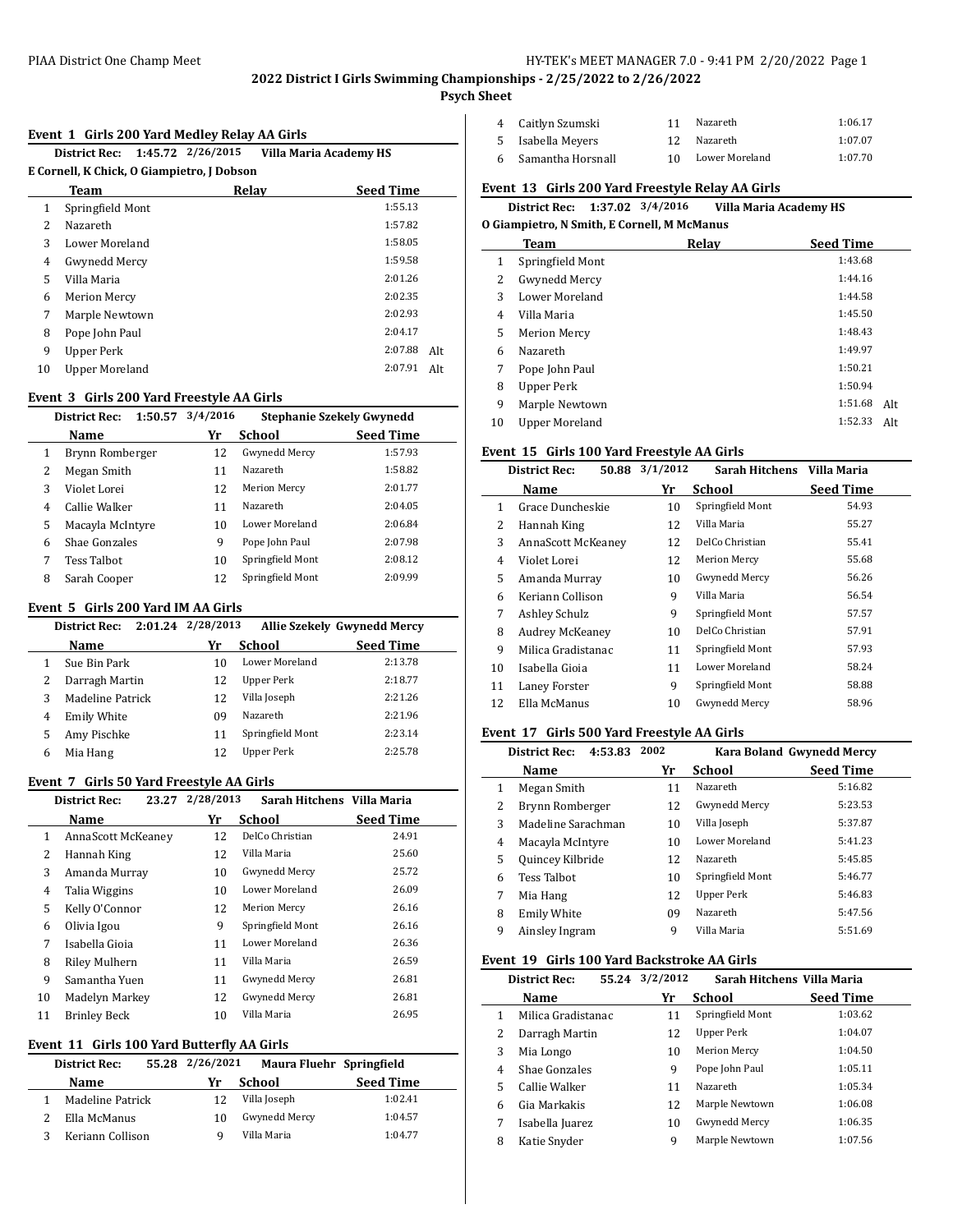**2022 District I Girls Swimming Championships - 2/25/2022 to 2/26/2022**

**Psych Sheet**

### Event 1 Girls 200 Yard Medley Relay AA Girls

**District Rec: 1:45.72 2/26/2015 Villa Maria Academy HS**

**E Cornell, K Chick, O Giampietro, J Dobson**

| | Team | Relay | Seed Time | |
|---|---|---|---|---|
| 1 | Springfield Mont | | 1:55.13 | |
| 2 | Nazareth | | 1:57.82 | |
| 3 | Lower Moreland | | 1:58.05 | |
| 4 | Gwynedd Mercy | | 1:59.58 | |
| 5 | Villa Maria | | 2:01.26 | |
| 6 | Merion Mercy | | 2:02.35 | |
| 7 | Marple Newtown | | 2:02.93 | |
| 8 | Pope John Paul | | 2:04.17 | |
| 9 | Upper Perk | | 2:07.88 | Alt |
| 10 | Upper Moreland | | 2:07.91 | Alt |

### Event 3 Girls 200 Yard Freestyle AA Girls

**District Rec: 1:50.57 3/4/2016 Stephanie Szekely Gwynedd**

| | Name | Yr | School | Seed Time |
|---|---|---|---|---|
| 1 | Brynn Romberger | 12 | Gwynedd Mercy | 1:57.93 |
| 2 | Megan Smith | 11 | Nazareth | 1:58.82 |
| 3 | Violet Lorei | 12 | Merion Mercy | 2:01.77 |
| 4 | Callie Walker | 11 | Nazareth | 2:04.05 |
| 5 | Macayla McIntyre | 10 | Lower Moreland | 2:06.84 |
| 6 | Shae Gonzales | 9 | Pope John Paul | 2:07.98 |
| 7 | Tess Talbot | 10 | Springfield Mont | 2:08.12 |
| 8 | Sarah Cooper | 12 | Springfield Mont | 2:09.99 |

### Event 5 Girls 200 Yard IM AA Girls

**District Rec: 2:01.24 2/28/2013 Allie Szekely Gwynedd Mercy**

| | Name | Yr | School | Seed Time |
|---|---|---|---|---|
| 1 | Sue Bin Park | 10 | Lower Moreland | 2:13.78 |
| 2 | Darragh Martin | 12 | Upper Perk | 2:18.77 |
| 3 | Madeline Patrick | 12 | Villa Joseph | 2:21.26 |
| 4 | Emily White | 09 | Nazareth | 2:21.96 |
| 5 | Amy Pischke | 11 | Springfield Mont | 2:23.14 |
| 6 | Mia Hang | 12 | Upper Perk | 2:25.78 |

### Event 7 Girls 50 Yard Freestyle AA Girls

**District Rec: 23.27 2/28/2013 Sarah Hitchens Villa Maria**

| | Name | Yr | School | Seed Time |
|---|---|---|---|---|
| 1 | AnnaScott McKeaney | 12 | DelCo Christian | 24.91 |
| 2 | Hannah King | 12 | Villa Maria | 25.60 |
| 3 | Amanda Murray | 10 | Gwynedd Mercy | 25.72 |
| 4 | Talia Wiggins | 10 | Lower Moreland | 26.09 |
| 5 | Kelly O'Connor | 12 | Merion Mercy | 26.16 |
| 6 | Olivia Igou | 9 | Springfield Mont | 26.16 |
| 7 | Isabella Gioia | 11 | Lower Moreland | 26.36 |
| 8 | Riley Mulhern | 11 | Villa Maria | 26.59 |
| 9 | Samantha Yuen | 11 | Gwynedd Mercy | 26.81 |
| 10 | Madelyn Markey | 12 | Gwynedd Mercy | 26.81 |
| 11 | Brinley Beck | 10 | Villa Maria | 26.95 |

### Event 11 Girls 100 Yard Butterfly AA Girls

**District Rec: 55.28 2/26/2021 Maura Fluehr Springfield**

| | Name | Yr | School | Seed Time |
|---|---|---|---|---|
| 1 | Madeline Patrick | 12 | Villa Joseph | 1:02.41 |
| 2 | Ella McManus | 10 | Gwynedd Mercy | 1:04.57 |
| 3 | Keriann Collison | 9 | Villa Maria | 1:04.77 |
| 4 | Caitlyn Szumski | 11 | Nazareth | 1:06.17 |
| 5 | Isabella Meyers | 12 | Nazareth | 1:07.07 |
| 6 | Samantha Horsnall | 10 | Lower Moreland | 1:07.70 |

### Event 13 Girls 200 Yard Freestyle Relay AA Girls

**District Rec: 1:37.02 3/4/2016 Villa Maria Academy HS**

**O Giampietro, N Smith, E Cornell, M McManus**

| | Team | Relay | Seed Time | |
|---|---|---|---|---|
| 1 | Springfield Mont | | 1:43.68 | |
| 2 | Gwynedd Mercy | | 1:44.16 | |
| 3 | Lower Moreland | | 1:44.58 | |
| 4 | Villa Maria | | 1:45.50 | |
| 5 | Merion Mercy | | 1:48.43 | |
| 6 | Nazareth | | 1:49.97 | |
| 7 | Pope John Paul | | 1:50.21 | |
| 8 | Upper Perk | | 1:50.94 | |
| 9 | Marple Newtown | | 1:51.68 | Alt |
| 10 | Upper Moreland | | 1:52.33 | Alt |

### Event 15 Girls 100 Yard Freestyle AA Girls

**District Rec: 50.88 3/1/2012 Sarah Hitchens Villa Maria**

| | Name | Yr | School | Seed Time |
|---|---|---|---|---|
| 1 | Grace Duncheskie | 10 | Springfield Mont | 54.93 |
| 2 | Hannah King | 12 | Villa Maria | 55.27 |
| 3 | AnnaScott McKeaney | 12 | DelCo Christian | 55.41 |
| 4 | Violet Lorei | 12 | Merion Mercy | 55.68 |
| 5 | Amanda Murray | 10 | Gwynedd Mercy | 56.26 |
| 6 | Keriann Collison | 9 | Villa Maria | 56.54 |
| 7 | Ashley Schulz | 9 | Springfield Mont | 57.57 |
| 8 | Audrey McKeaney | 10 | DelCo Christian | 57.91 |
| 9 | Milica Gradistanac | 11 | Springfield Mont | 57.93 |
| 10 | Isabella Gioia | 11 | Lower Moreland | 58.24 |
| 11 | Laney Forster | 9 | Springfield Mont | 58.88 |
| 12 | Ella McManus | 10 | Gwynedd Mercy | 58.96 |

### Event 17 Girls 500 Yard Freestyle AA Girls

**District Rec: 4:53.83 2002 Kara Boland Gwynedd Mercy**

| | Name | Yr | School | Seed Time |
|---|---|---|---|---|
| 1 | Megan Smith | 11 | Nazareth | 5:16.82 |
| 2 | Brynn Romberger | 12 | Gwynedd Mercy | 5:23.53 |
| 3 | Madeline Sarachman | 10 | Villa Joseph | 5:37.87 |
| 4 | Macayla McIntyre | 10 | Lower Moreland | 5:41.23 |
| 5 | Quincey Kilbride | 12 | Nazareth | 5:45.85 |
| 6 | Tess Talbot | 10 | Springfield Mont | 5:46.77 |
| 7 | Mia Hang | 12 | Upper Perk | 5:46.83 |
| 8 | Emily White | 09 | Nazareth | 5:47.56 |
| 9 | Ainsley Ingram | 9 | Villa Maria | 5:51.69 |

### Event 19 Girls 100 Yard Backstroke AA Girls

**District Rec: 55.24 3/2/2012 Sarah Hitchens Villa Maria**

| | Name | Yr | School | Seed Time |
|---|---|---|---|---|
| 1 | Milica Gradistanac | 11 | Springfield Mont | 1:03.62 |
| 2 | Darragh Martin | 12 | Upper Perk | 1:04.07 |
| 3 | Mia Longo | 10 | Merion Mercy | 1:04.50 |
| 4 | Shae Gonzales | 9 | Pope John Paul | 1:05.11 |
| 5 | Callie Walker | 11 | Nazareth | 1:05.34 |
| 6 | Gia Markakis | 12 | Marple Newtown | 1:06.08 |
| 7 | Isabella Juarez | 10 | Gwynedd Mercy | 1:06.35 |
| 8 | Katie Snyder | 9 | Marple Newtown | 1:07.56 |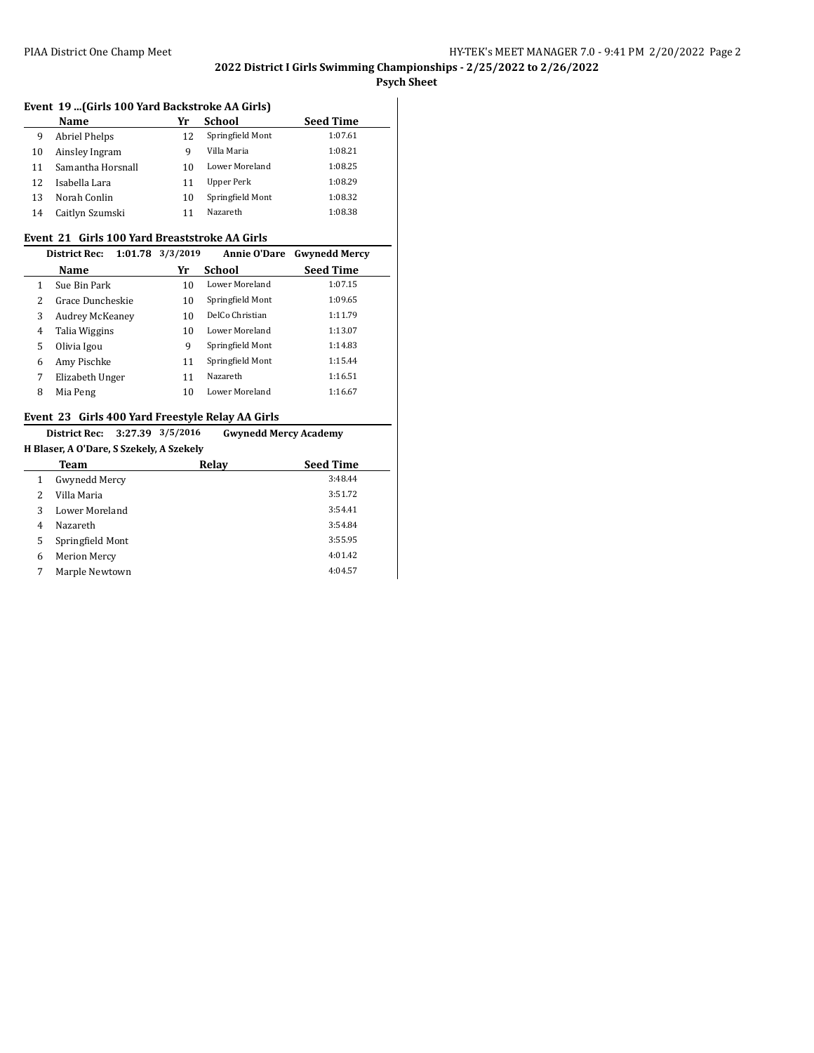## 2022 District I Girls Swimming Championships - 2/25/2022 to 2/26/2022

**Psych Sheet**

### Event 19 ...(Girls 100 Yard Backstroke AA Girls)

| | Name | Yr | School | Seed Time |
|---|---|---|---|---|
| 9 | Abriel Phelps | 12 | Springfield Mont | 1:07.61 |
| 10 | Ainsley Ingram | 9 | Villa Maria | 1:08.21 |
| 11 | Samantha Horsnall | 10 | Lower Moreland | 1:08.25 |
| 12 | Isabella Lara | 11 | Upper Perk | 1:08.29 |
| 13 | Norah Conlin | 10 | Springfield Mont | 1:08.32 |
| 14 | Caitlyn Szumski | 11 | Nazareth | 1:08.38 |

### Event 21 Girls 100 Yard Breaststroke AA Girls

**District Rec: 1:01.78 3/3/2019 Annie O'Dare Gwynedd Mercy**

| | Name | Yr | School | Seed Time |
|---|---|---|---|---|
| 1 | Sue Bin Park | 10 | Lower Moreland | 1:07.15 |
| 2 | Grace Duncheskie | 10 | Springfield Mont | 1:09.65 |
| 3 | Audrey McKeaney | 10 | DelCo Christian | 1:11.79 |
| 4 | Talia Wiggins | 10 | Lower Moreland | 1:13.07 |
| 5 | Olivia Igou | 9 | Springfield Mont | 1:14.83 |
| 6 | Amy Pischke | 11 | Springfield Mont | 1:15.44 |
| 7 | Elizabeth Unger | 11 | Nazareth | 1:16.51 |
| 8 | Mia Peng | 10 | Lower Moreland | 1:16.67 |

### Event 23 Girls 400 Yard Freestyle Relay AA Girls

**District Rec: 3:27.39 3/5/2016 Gwynedd Mercy Academy**

**H Blaser, A O'Dare, S Szekely, A Szekely**

| | Team | Relay | Seed Time |
|---|---|---|---|
| 1 | Gwynedd Mercy | | 3:48.44 |
| 2 | Villa Maria | | 3:51.72 |
| 3 | Lower Moreland | | 3:54.41 |
| 4 | Nazareth | | 3:54.84 |
| 5 | Springfield Mont | | 3:55.95 |
| 6 | Merion Mercy | | 4:01.42 |
| 7 | Marple Newtown | | 4:04.57 |